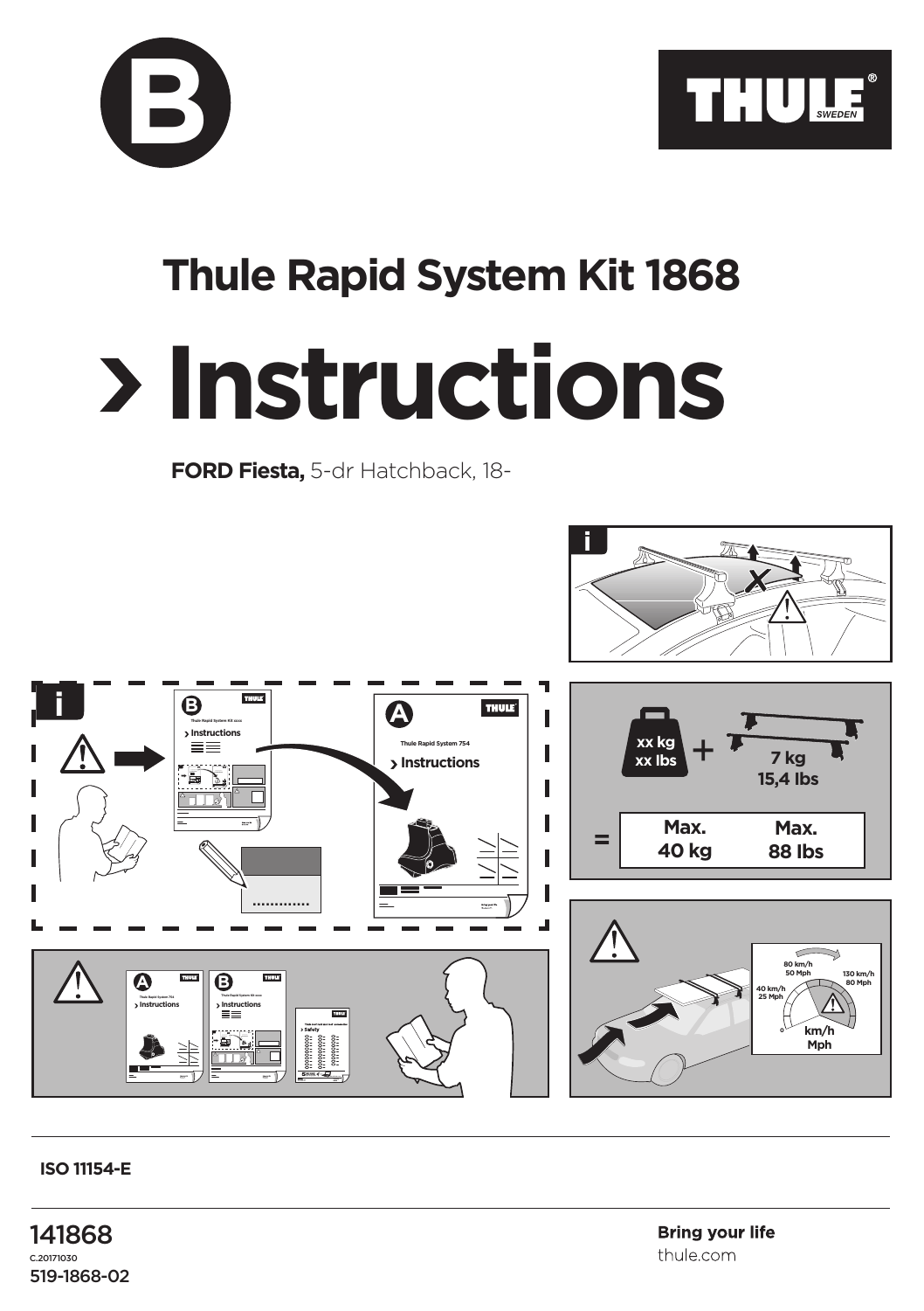B

THULE SWEDEN

# Thule Rapid System Kit 1868

# › Instructions

**FORD Fiesta,** 5-dr Hatchback, 18-

xx kg
xx lbs
+
7 kg
15,4 lbs

=

| Max. 40 kg | Max. 88 lbs |
|---|---|

80 km/h
50 Mph
130 km/h
80 Mph
40 km/h
25 Mph
km/h
Mph

**ISO 11154-E**

141868
C.20171030
519-1868-02

**Bring your life**
thule.com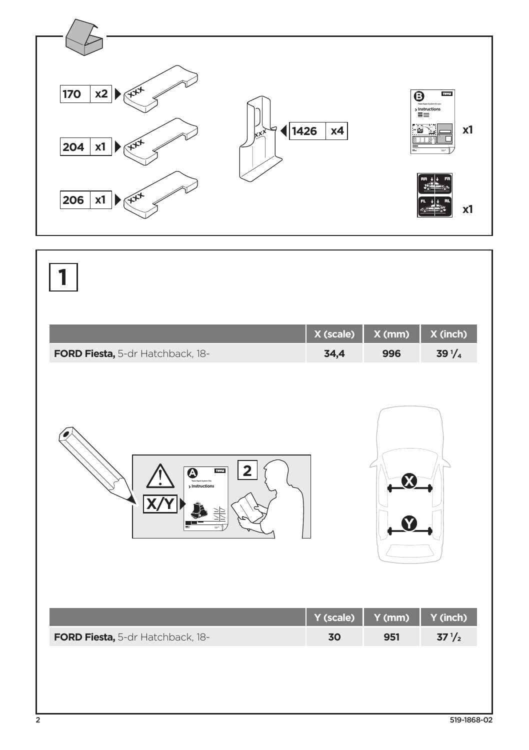| 170 | x2 |
|---|---|
| 204 | x1 |
| 206 | x1 |
| 1426 | x4 |

B x1

x1

# 1

|  | X (scale) | X (mm) | X (inch) |
|---|---|---|---|
| **FORD Fiesta,** 5-dr Hatchback, 18- | 34,4 | 996 | 39 1/4 |

X/Y

A

2

|  | Y (scale) | Y (mm) | Y (inch) |
|---|---|---|---|
| **FORD Fiesta,** 5-dr Hatchback, 18- | 30 | 951 | 37 1/2 |

519-1868-02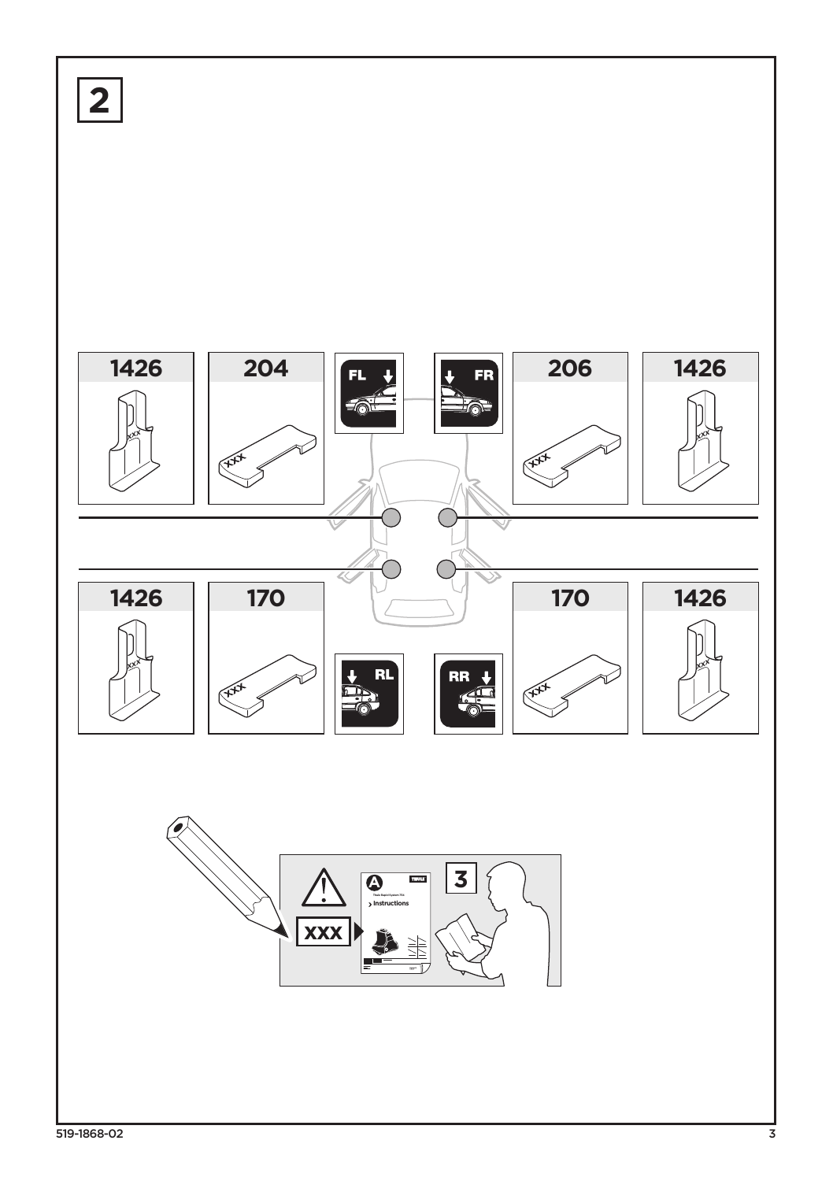**2**

| 1426 | 204 | FL | FR | 206 | 1426 |
|---|---|---|---|---|---|
| XXX | XXX | | | XXX | XXX |

| 1426 | 170 | RL | RR | 170 | 1426 |
|---|---|---|---|---|---|
| XXX | XXX | | | XXX | XXX |

XXX ▸ A — Instructions — 3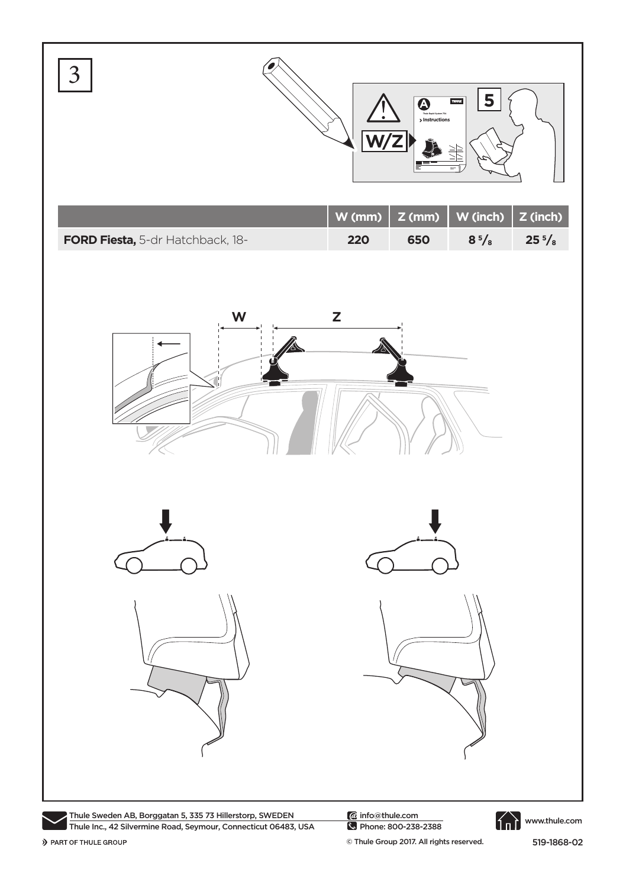3

| | W (mm) | Z (mm) | W (inch) | Z (inch) |
|---|---|---|---|---|
| **FORD Fiesta,** 5-dr Hatchback, 18- | 220 | 650 | 8 5/8 | 25 5/8 |

W

Z

Thule Sweden AB, Borggatan 5, 335 73 Hillerstorp, SWEDEN
Thule Inc., 42 Silvermine Road, Seymour, Connecticut 06483, USA

info@thule.com
Phone: 800-238-2388

www.thule.com

PART OF THULE GROUP

© Thule Group 2017. All rights reserved.

519-1868-02